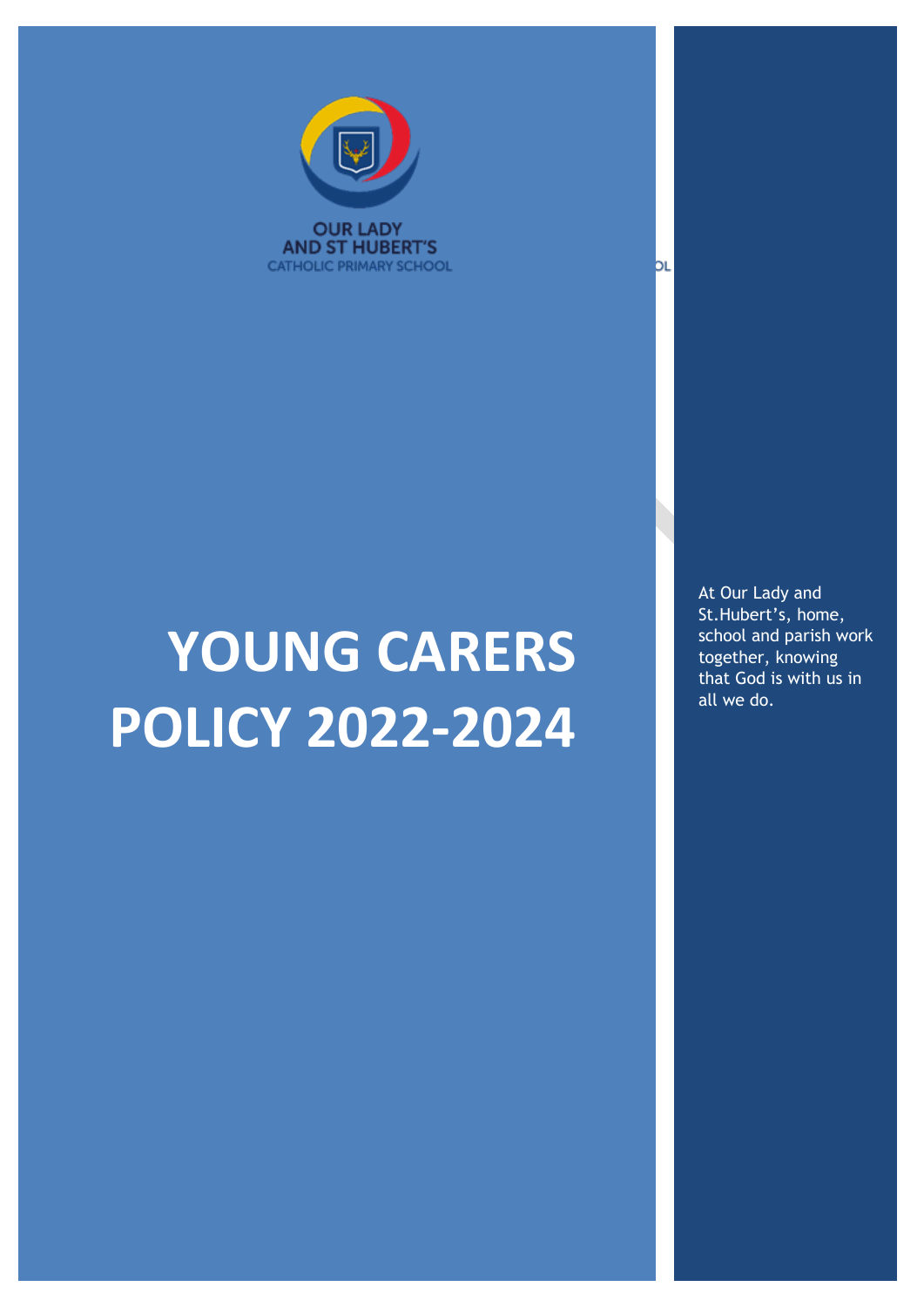OUR LADY AND ST HUBERT'S CATHOLIC PRIMARY SCHOOL

# YOUNG CARERS POLICY 2022-2024

At Our Lady and St.Hubert's, home, school and parish work together, knowing that God is with us in all we do.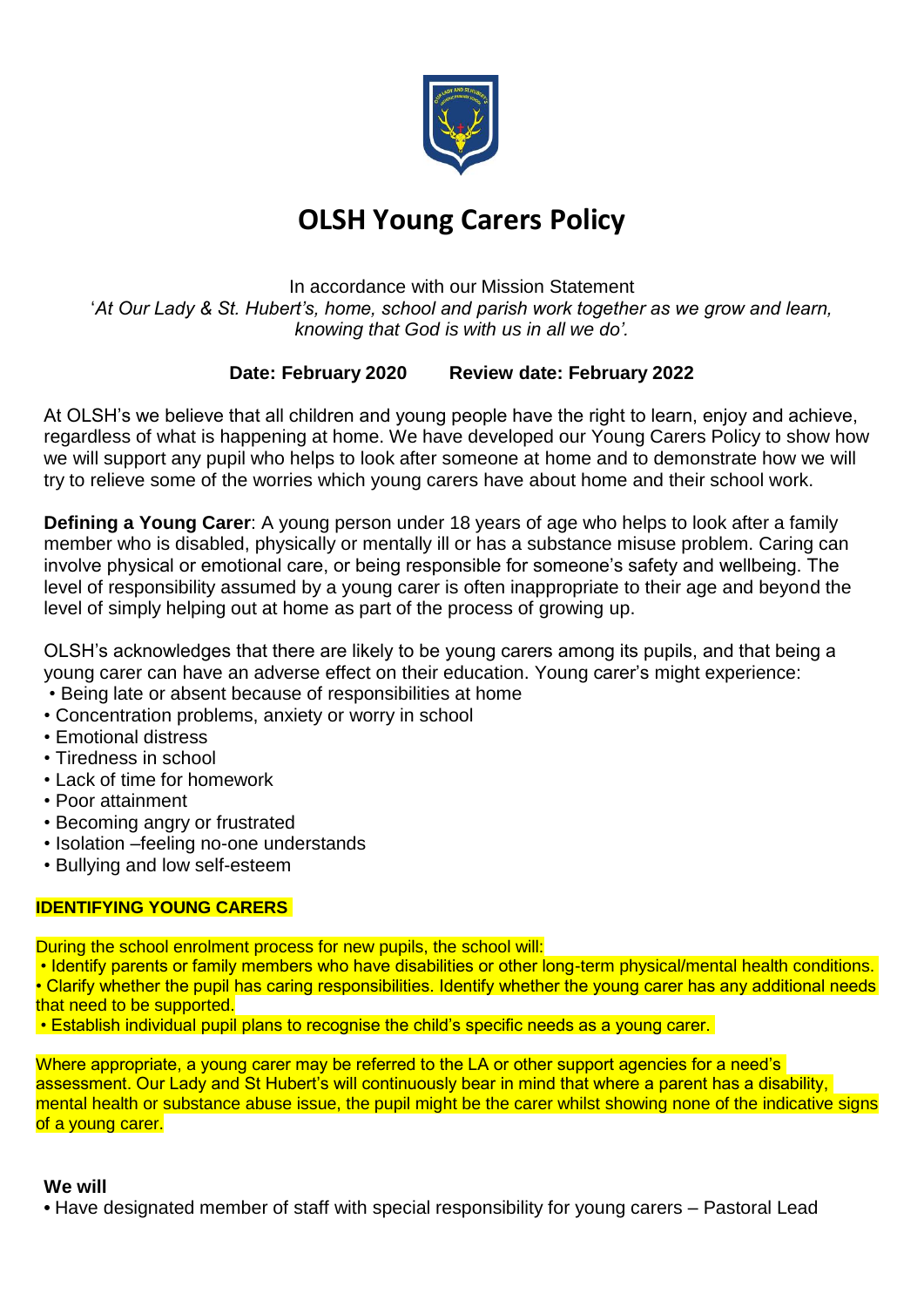# OLSH Young Carers Policy

In accordance with our Mission Statement
'*At Our Lady & St. Hubert's, home, school and parish work together as we grow and learn, knowing that God is with us in all we do'.*

**Date: February 2020 Review date: February 2022**

At OLSH's we believe that all children and young people have the right to learn, enjoy and achieve, regardless of what is happening at home. We have developed our Young Carers Policy to show how we will support any pupil who helps to look after someone at home and to demonstrate how we will try to relieve some of the worries which young carers have about home and their school work.

**Defining a Young Carer**: A young person under 18 years of age who helps to look after a family member who is disabled, physically or mentally ill or has a substance misuse problem. Caring can involve physical or emotional care, or being responsible for someone's safety and wellbeing. The level of responsibility assumed by a young carer is often inappropriate to their age and beyond the level of simply helping out at home as part of the process of growing up.

OLSH's acknowledges that there are likely to be young carers among its pupils, and that being a young carer can have an adverse effect on their education. Young carer's might experience:

- Being late or absent because of responsibilities at home
- Concentration problems, anxiety or worry in school
- Emotional distress
- Tiredness in school
- Lack of time for homework
- Poor attainment
- Becoming angry or frustrated
- Isolation –feeling no-one understands
- Bullying and low self-esteem

**IDENTIFYING YOUNG CARERS**

During the school enrolment process for new pupils, the school will:

- Identify parents or family members who have disabilities or other long-term physical/mental health conditions.
- Clarify whether the pupil has caring responsibilities. Identify whether the young carer has any additional needs that need to be supported.
- Establish individual pupil plans to recognise the child's specific needs as a young carer.

Where appropriate, a young carer may be referred to the LA or other support agencies for a need's assessment. Our Lady and St Hubert's will continuously bear in mind that where a parent has a disability, mental health or substance abuse issue, the pupil might be the carer whilst showing none of the indicative signs of a young carer.

**We will**

- Have designated member of staff with special responsibility for young carers – Pastoral Lead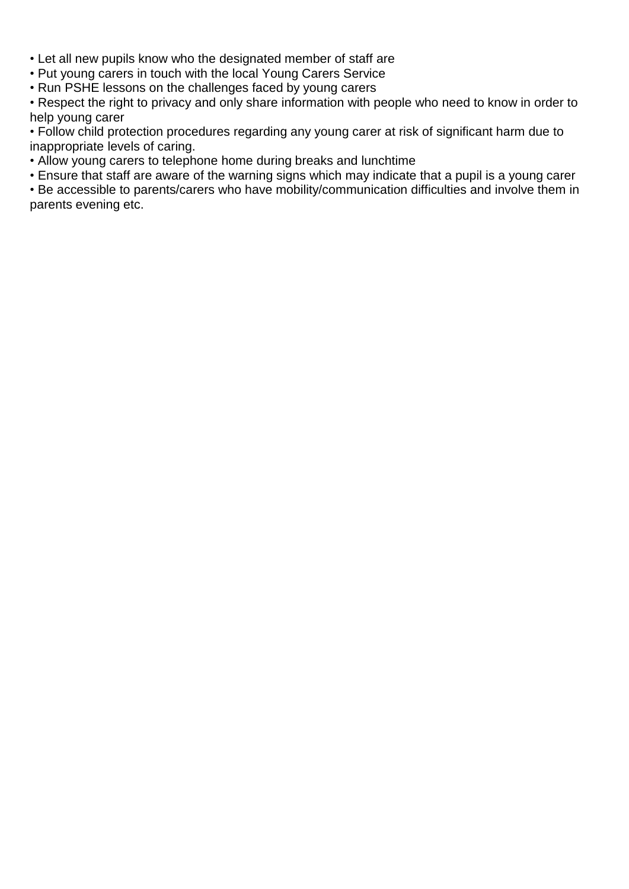- Let all new pupils know who the designated member of staff are
- Put young carers in touch with the local Young Carers Service
- Run PSHE lessons on the challenges faced by young carers
- Respect the right to privacy and only share information with people who need to know in order to help young carer
- Follow child protection procedures regarding any young carer at risk of significant harm due to inappropriate levels of caring.
- Allow young carers to telephone home during breaks and lunchtime
- Ensure that staff are aware of the warning signs which may indicate that a pupil is a young carer
- Be accessible to parents/carers who have mobility/communication difficulties and involve them in parents evening etc.